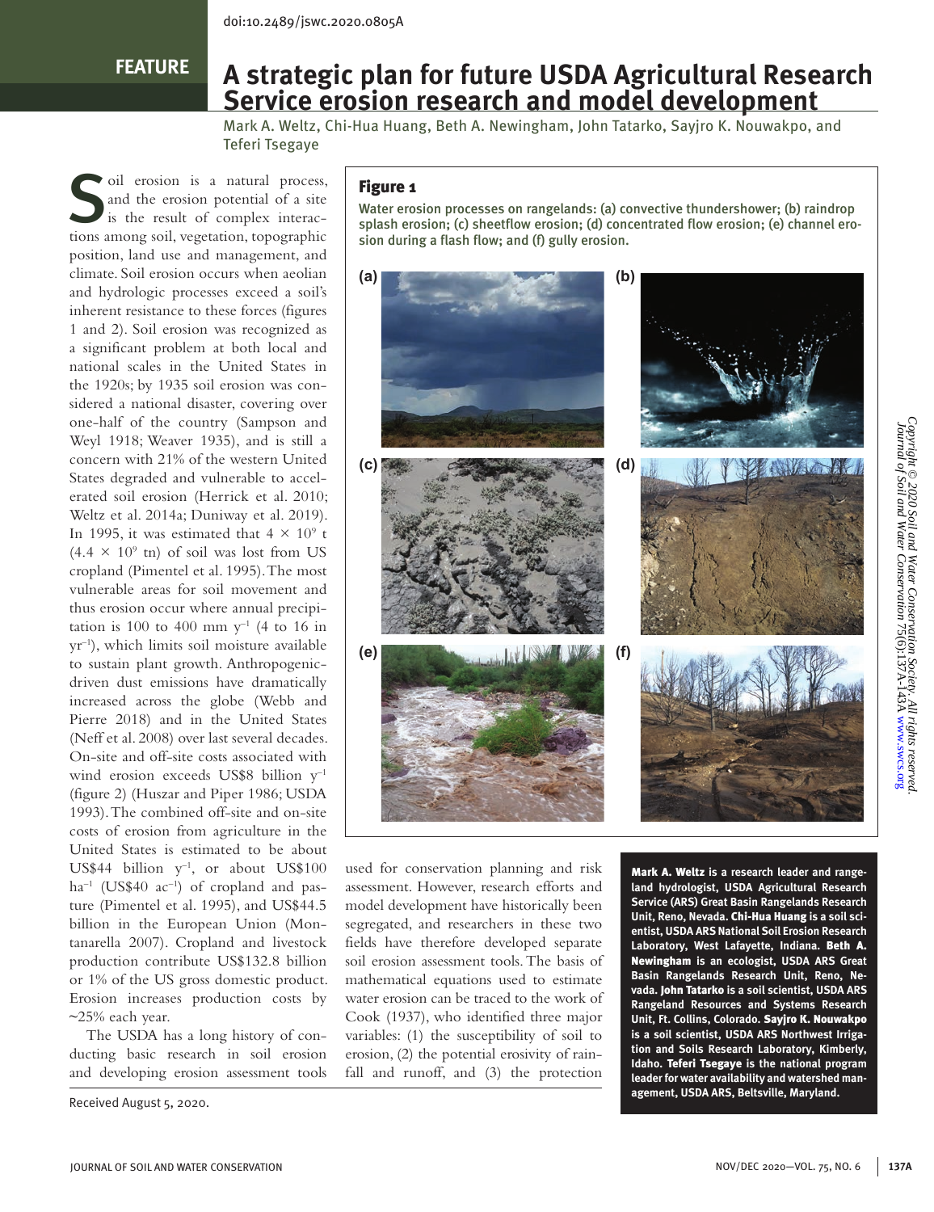doi:10.2489/jswc.2020.0805A

FEATURE

# A strategic plan for future USDA Agricultural Research Service erosion research and model development

Mark A. Weltz, Chi-Hua Huang, Beth A. Newingham, John Tatarko, Sayjro K. Nouwakpo, and Teferi Tsegaye

Soil erosion is a natural process, and the erosion potential of a site is the result of complex interactions among soil, vegetation, topographic position, land use and management, and climate. Soil erosion occurs when aeolian and hydrologic processes exceed a soil's inherent resistance to these forces (figures 1 and 2). Soil erosion was recognized as a significant problem at both local and national scales in the United States in the 1920s; by 1935 soil erosion was considered a national disaster, covering over one-half of the country (Sampson and Weyl 1918; Weaver 1935), and is still a concern with 21% of the western United States degraded and vulnerable to accelerated soil erosion (Herrick et al. 2010; Weltz et al. 2014a; Duniway et al. 2019). In 1995, it was estimated that $4 \times 10^9$ t ($4.4 \times 10^9$ tn) of soil was lost from US cropland (Pimentel et al. 1995). The most vulnerable areas for soil movement and thus erosion occur where annual precipitation is 100 to 400 mm $y^{-1}$ (4 to 16 in $yr^{-1}$), which limits soil moisture available to sustain plant growth. Anthropogenic-driven dust emissions have dramatically increased across the globe (Webb and Pierre 2018) and in the United States (Neff et al. 2008) over last several decades. On-site and off-site costs associated with wind erosion exceeds US\$8 billion $y^{-1}$ (figure 2) (Huszar and Piper 1986; USDA 1993). The combined off-site and on-site costs of erosion from agriculture in the United States is estimated to be about US\$44 billion $y^{-1}$, or about US\$100 $ha^{-1}$ (US\$40 $ac^{-1}$) of cropland and pasture (Pimentel et al. 1995), and US\$44.5 billion in the European Union (Montanarella 2007). Cropland and livestock production contribute US\$132.8 billion or 1% of the US gross domestic product. Erosion increases production costs by ~25% each year.

The USDA has a long history of conducting basic research in soil erosion and developing erosion assessment tools used for conservation planning and risk assessment. However, research efforts and model development have historically been segregated, and researchers in these two fields have therefore developed separate soil erosion assessment tools. The basis of mathematical equations used to estimate water erosion can be traced to the work of Cook (1937), who identified three major variables: (1) the susceptibility of soil to erosion, (2) the potential erosivity of rainfall and runoff, and (3) the protection

**Figure 1**

Water erosion processes on rangelands: (a) convective thundershower; (b) raindrop splash erosion; (c) sheetflow erosion; (d) concentrated flow erosion; (e) channel erosion during a flash flow; and (f) gully erosion.

**Mark A. Weltz** is a research leader and rangeland hydrologist, USDA Agricultural Research Service (ARS) Great Basin Rangelands Research Unit, Reno, Nevada. **Chi-Hua Huang** is a soil scientist, USDA ARS National Soil Erosion Research Laboratory, West Lafayette, Indiana. **Beth A. Newingham** is an ecologist, USDA ARS Great Basin Rangelands Research Unit, Reno, Nevada. **John Tatarko** is a soil scientist, USDA ARS Rangeland Resources and Systems Research Unit, Ft. Collins, Colorado. **Sayjro K. Nouwakpo** is a soil scientist, USDA ARS Northwest Irrigation and Soils Research Laboratory, Kimberly, Idaho. **Teferi Tsegaye** is the national program leader for water availability and watershed management, USDA ARS, Beltsville, Maryland.

Received August 5, 2020.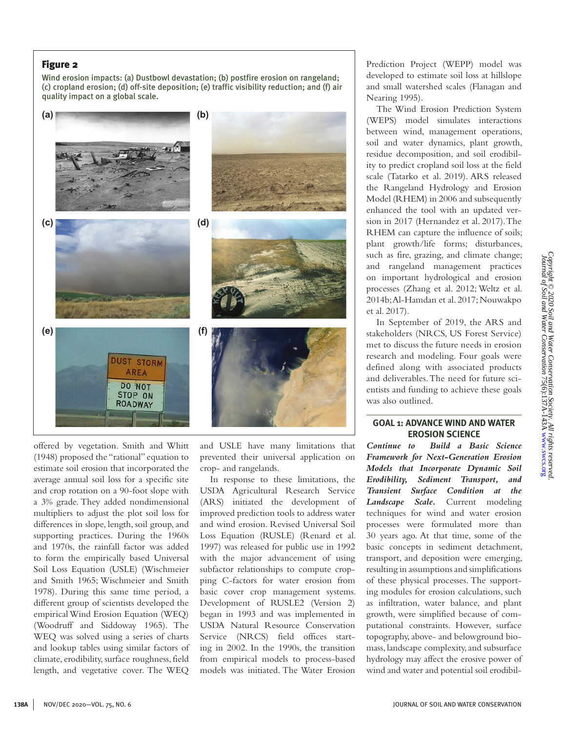**Figure 2**

Wind erosion impacts: (a) Dustbowl devastation; (b) postfire erosion on rangeland; (c) cropland erosion; (d) off-site deposition; (e) traffic visibility reduction; and (f) air quality impact on a global scale.

offered by vegetation. Smith and Whitt (1948) proposed the "rational" equation to estimate soil erosion that incorporated the average annual soil loss for a specific site and crop rotation on a 90-foot slope with a 3% grade. They added nondimensional multipliers to adjust the plot soil loss for differences in slope, length, soil group, and supporting practices. During the 1960s and 1970s, the rainfall factor was added to form the empirically based Universal Soil Loss Equation (USLE) (Wischmeier and Smith 1965; Wischmeier and Smith 1978). During this same time period, a different group of scientists developed the empirical Wind Erosion Equation (WEQ) (Woodruff and Siddoway 1965). The WEQ was solved using a series of charts and lookup tables using similar factors of climate, erodibility, surface roughness, field length, and vegetative cover. The WEQ and USLE have many limitations that prevented their universal application on crop- and rangelands.

In response to these limitations, the USDA Agricultural Research Service (ARS) initiated the development of improved prediction tools to address water and wind erosion. Revised Universal Soil Loss Equation (RUSLE) (Renard et al. 1997) was released for public use in 1992 with the major advancement of using subfactor relationships to compute cropping C-factors for water erosion from basic cover crop management systems. Development of RUSLE2 (Version 2) began in 1993 and was implemented in USDA Natural Resource Conservation Service (NRCS) field offices starting in 2002. In the 1990s, the transition from empirical models to process-based models was initiated. The Water Erosion Prediction Project (WEPP) model was developed to estimate soil loss at hillslope and small watershed scales (Flanagan and Nearing 1995).

The Wind Erosion Prediction System (WEPS) model simulates interactions between wind, management operations, soil and water dynamics, plant growth, residue decomposition, and soil erodibility to predict cropland soil loss at the field scale (Tatarko et al. 2019). ARS released the Rangeland Hydrology and Erosion Model (RHEM) in 2006 and subsequently enhanced the tool with an updated version in 2017 (Hernandez et al. 2017). The RHEM can capture the influence of soils; plant growth/life forms; disturbances, such as fire, grazing, and climate change; and rangeland management practices on important hydrological and erosion processes (Zhang et al. 2012; Weltz et al. 2014b; Al-Hamdan et al. 2017; Nouwakpo et al. 2017).

In September of 2019, the ARS and stakeholders (NRCS, US Forest Service) met to discuss the future needs in erosion research and modeling. Four goals were defined along with associated products and deliverables. The need for future scientists and funding to achieve these goals was also outlined.

## GOAL 1: ADVANCE WIND AND WATER EROSION SCIENCE

***Continue to Build a Basic Science Framework for Next-Generation Erosion Models that Incorporate Dynamic Soil Erodibility, Sediment Transport, and Transient Surface Condition at the Landscape Scale.*** Current modeling techniques for wind and water erosion processes were formulated more than 30 years ago. At that time, some of the basic concepts in sediment detachment, transport, and deposition were emerging, resulting in assumptions and simplifications of these physical processes. The supporting modules for erosion calculations, such as infiltration, water balance, and plant growth, were simplified because of computational constraints. However, surface topography, above- and belowground biomass, landscape complexity, and subsurface hydrology may affect the erosive power of wind and water and potential soil erodibil-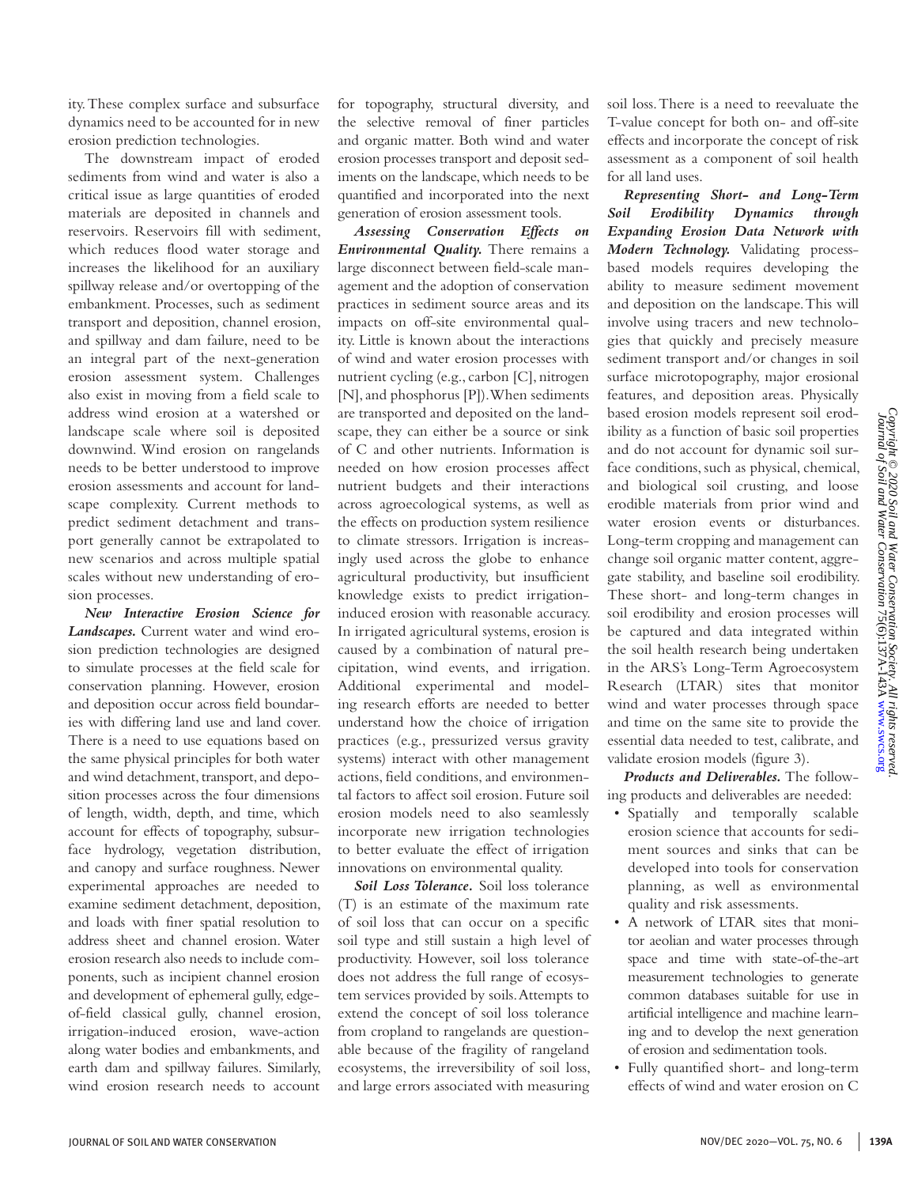ity. These complex surface and subsurface dynamics need to be accounted for in new erosion prediction technologies.

The downstream impact of eroded sediments from wind and water is also a critical issue as large quantities of eroded materials are deposited in channels and reservoirs. Reservoirs fill with sediment, which reduces flood water storage and increases the likelihood for an auxiliary spillway release and/or overtopping of the embankment. Processes, such as sediment transport and deposition, channel erosion, and spillway and dam failure, need to be an integral part of the next-generation erosion assessment system. Challenges also exist in moving from a field scale to address wind erosion at a watershed or landscape scale where soil is deposited downwind. Wind erosion on rangelands needs to be better understood to improve erosion assessments and account for landscape complexity. Current methods to predict sediment detachment and transport generally cannot be extrapolated to new scenarios and across multiple spatial scales without new understanding of erosion processes.

***New Interactive Erosion Science for Landscapes.*** Current water and wind erosion prediction technologies are designed to simulate processes at the field scale for conservation planning. However, erosion and deposition occur across field boundaries with differing land use and land cover. There is a need to use equations based on the same physical principles for both water and wind detachment, transport, and deposition processes across the four dimensions of length, width, depth, and time, which account for effects of topography, subsurface hydrology, vegetation distribution, and canopy and surface roughness. Newer experimental approaches are needed to examine sediment detachment, deposition, and loads with finer spatial resolution to address sheet and channel erosion. Water erosion research also needs to include components, such as incipient channel erosion and development of ephemeral gully, edge-of-field classical gully, channel erosion, irrigation-induced erosion, wave-action along water bodies and embankments, and earth dam and spillway failures. Similarly, wind erosion research needs to account for topography, structural diversity, and the selective removal of finer particles and organic matter. Both wind and water erosion processes transport and deposit sediments on the landscape, which needs to be quantified and incorporated into the next generation of erosion assessment tools.

***Assessing Conservation Effects on Environmental Quality.*** There remains a large disconnect between field-scale management and the adoption of conservation practices in sediment source areas and its impacts on off-site environmental quality. Little is known about the interactions of wind and water erosion processes with nutrient cycling (e.g., carbon [C], nitrogen [N], and phosphorus [P]). When sediments are transported and deposited on the landscape, they can either be a source or sink of C and other nutrients. Information is needed on how erosion processes affect nutrient budgets and their interactions across agroecological systems, as well as the effects on production system resilience to climate stressors. Irrigation is increasingly used across the globe to enhance agricultural productivity, but insufficient knowledge exists to predict irrigation-induced erosion with reasonable accuracy. In irrigated agricultural systems, erosion is caused by a combination of natural precipitation, wind events, and irrigation. Additional experimental and modeling research efforts are needed to better understand how the choice of irrigation practices (e.g., pressurized versus gravity systems) interact with other management actions, field conditions, and environmental factors to affect soil erosion. Future soil erosion models need to also seamlessly incorporate new irrigation technologies to better evaluate the effect of irrigation innovations on environmental quality.

***Soil Loss Tolerance.*** Soil loss tolerance (T) is an estimate of the maximum rate of soil loss that can occur on a specific soil type and still sustain a high level of productivity. However, soil loss tolerance does not address the full range of ecosystem services provided by soils. Attempts to extend the concept of soil loss tolerance from cropland to rangelands are questionable because of the fragility of rangeland ecosystems, the irreversibility of soil loss, and large errors associated with measuring soil loss. There is a need to reevaluate the T-value concept for both on- and off-site effects and incorporate the concept of risk assessment as a component of soil health for all land uses.

***Representing Short- and Long-Term Soil Erodibility Dynamics through Expanding Erosion Data Network with Modern Technology.*** Validating process-based models requires developing the ability to measure sediment movement and deposition on the landscape. This will involve using tracers and new technologies that quickly and precisely measure sediment transport and/or changes in soil surface microtopography, major erosional features, and deposition areas. Physically based erosion models represent soil erodibility as a function of basic soil properties and do not account for dynamic soil surface conditions, such as physical, chemical, and biological soil crusting, and loose erodible materials from prior wind and water erosion events or disturbances. Long-term cropping and management can change soil organic matter content, aggregate stability, and baseline soil erodibility. These short- and long-term changes in soil erodibility and erosion processes will be captured and data integrated within the soil health research being undertaken in the ARS's Long-Term Agroecosystem Research (LTAR) sites that monitor wind and water processes through space and time on the same site to provide the essential data needed to test, calibrate, and validate erosion models (figure 3).

***Products and Deliverables.*** The following products and deliverables are needed:

- Spatially and temporally scalable erosion science that accounts for sediment sources and sinks that can be developed into tools for conservation planning, as well as environmental quality and risk assessments.
- A network of LTAR sites that monitor aeolian and water processes through space and time with state-of-the-art measurement technologies to generate common databases suitable for use in artificial intelligence and machine learning and to develop the next generation of erosion and sedimentation tools.
- Fully quantified short- and long-term effects of wind and water erosion on C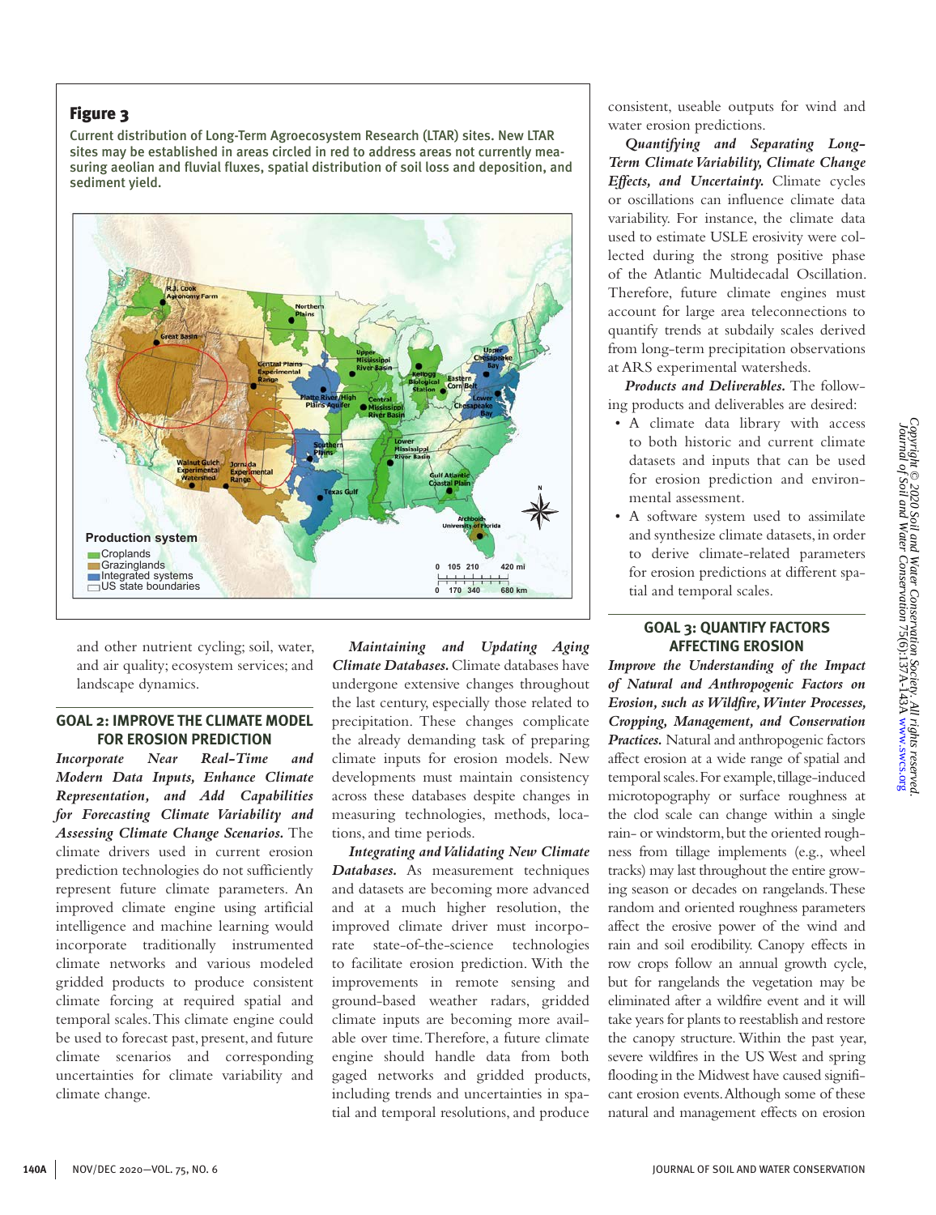**Figure 3**

Current distribution of Long-Term Agroecosystem Research (LTAR) sites. New LTAR sites may be established in areas circled in red to address areas not currently measuring aeolian and fluvial fluxes, spatial distribution of soil loss and deposition, and sediment yield.

and other nutrient cycling; soil, water, and air quality; ecosystem services; and landscape dynamics.

## GOAL 2: IMPROVE THE CLIMATE MODEL FOR EROSION PREDICTION

***Incorporate Near Real-Time and Modern Data Inputs, Enhance Climate Representation, and Add Capabilities for Forecasting Climate Variability and Assessing Climate Change Scenarios.*** The climate drivers used in current erosion prediction technologies do not sufficiently represent future climate parameters. An improved climate engine using artificial intelligence and machine learning would incorporate traditionally instrumented climate networks and various modeled gridded products to produce consistent climate forcing at required spatial and temporal scales. This climate engine could be used to forecast past, present, and future climate scenarios and corresponding uncertainties for climate variability and climate change.

***Maintaining and Updating Aging Climate Databases.*** Climate databases have undergone extensive changes throughout the last century, especially those related to precipitation. These changes complicate the already demanding task of preparing climate inputs for erosion models. New developments must maintain consistency across these databases despite changes in measuring technologies, methods, locations, and time periods.

***Integrating and Validating New Climate Databases.*** As measurement techniques and datasets are becoming more advanced and at a much higher resolution, the improved climate driver must incorporate state-of-the-science technologies to facilitate erosion prediction. With the improvements in remote sensing and ground-based weather radars, gridded climate inputs are becoming more available over time. Therefore, a future climate engine should handle data from both gaged networks and gridded products, including trends and uncertainties in spatial and temporal resolutions, and produce consistent, useable outputs for wind and water erosion predictions.

***Quantifying and Separating Long-Term Climate Variability, Climate Change Effects, and Uncertainty.*** Climate cycles or oscillations can influence climate data variability. For instance, the climate data used to estimate USLE erosivity were collected during the strong positive phase of the Atlantic Multidecadal Oscillation. Therefore, future climate engines must account for large area teleconnections to quantify trends at subdaily scales derived from long-term precipitation observations at ARS experimental watersheds.

***Products and Deliverables.*** The following products and deliverables are desired:

- A climate data library with access to both historic and current climate datasets and inputs that can be used for erosion prediction and environmental assessment.
- A software system used to assimilate and synthesize climate datasets, in order to derive climate-related parameters for erosion predictions at different spatial and temporal scales.

## GOAL 3: QUANTIFY FACTORS AFFECTING EROSION

***Improve the Understanding of the Impact of Natural and Anthropogenic Factors on Erosion, such as Wildfire, Winter Processes, Cropping, Management, and Conservation Practices.*** Natural and anthropogenic factors affect erosion at a wide range of spatial and temporal scales. For example, tillage-induced microtopography or surface roughness at the clod scale can change within a single rain- or windstorm, but the oriented roughness from tillage implements (e.g., wheel tracks) may last throughout the entire growing season or decades on rangelands. These random and oriented roughness parameters affect the erosive power of the wind and rain and soil erodibility. Canopy effects in row crops follow an annual growth cycle, but for rangelands the vegetation may be eliminated after a wildfire event and it will take years for plants to reestablish and restore the canopy structure. Within the past year, severe wildfires in the US West and spring flooding in the Midwest have caused significant erosion events. Although some of these natural and management effects on erosion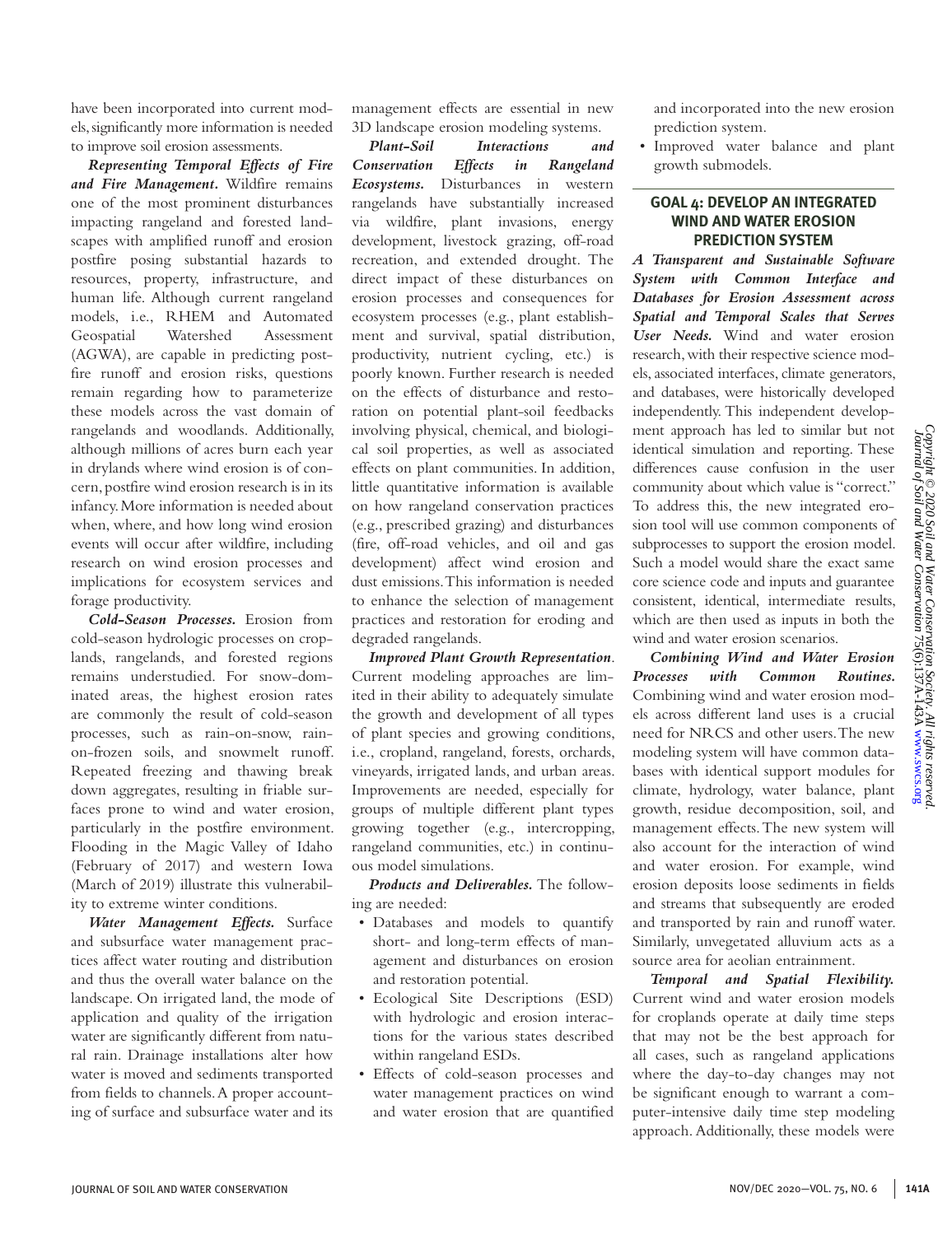have been incorporated into current models, significantly more information is needed to improve soil erosion assessments.

***Representing Temporal Effects of Fire and Fire Management.*** Wildfire remains one of the most prominent disturbances impacting rangeland and forested landscapes with amplified runoff and erosion postfire posing substantial hazards to resources, property, infrastructure, and human life. Although current rangeland models, i.e., RHEM and Automated Geospatial Watershed Assessment (AGWA), are capable in predicting postfire runoff and erosion risks, questions remain regarding how to parameterize these models across the vast domain of rangelands and woodlands. Additionally, although millions of acres burn each year in drylands where wind erosion is of concern, postfire wind erosion research is in its infancy. More information is needed about when, where, and how long wind erosion events will occur after wildfire, including research on wind erosion processes and implications for ecosystem services and forage productivity.

***Cold-Season Processes.*** Erosion from cold-season hydrologic processes on croplands, rangelands, and forested regions remains understudied. For snow-dominated areas, the highest erosion rates are commonly the result of cold-season processes, such as rain-on-snow, rain-on-frozen soils, and snowmelt runoff. Repeated freezing and thawing break down aggregates, resulting in friable surfaces prone to wind and water erosion, particularly in the postfire environment. Flooding in the Magic Valley of Idaho (February of 2017) and western Iowa (March of 2019) illustrate this vulnerability to extreme winter conditions.

***Water Management Effects.*** Surface and subsurface water management practices affect water routing and distribution and thus the overall water balance on the landscape. On irrigated land, the mode of application and quality of the irrigation water are significantly different from natural rain. Drainage installations alter how water is moved and sediments transported from fields to channels. A proper accounting of surface and subsurface water and its management effects are essential in new 3D landscape erosion modeling systems.

***Plant-Soil Interactions and Conservation Effects in Rangeland Ecosystems.*** Disturbances in western rangelands have substantially increased via wildfire, plant invasions, energy development, livestock grazing, off-road recreation, and extended drought. The direct impact of these disturbances on erosion processes and consequences for ecosystem processes (e.g., plant establishment and survival, spatial distribution, productivity, nutrient cycling, etc.) is poorly known. Further research is needed on the effects of disturbance and restoration on potential plant-soil feedbacks involving physical, chemical, and biological soil properties, as well as associated effects on plant communities. In addition, little quantitative information is available on how rangeland conservation practices (e.g., prescribed grazing) and disturbances (fire, off-road vehicles, and oil and gas development) affect wind erosion and dust emissions. This information is needed to enhance the selection of management practices and restoration for eroding and degraded rangelands.

***Improved Plant Growth Representation.*** Current modeling approaches are limited in their ability to adequately simulate the growth and development of all types of plant species and growing conditions, i.e., cropland, rangeland, forests, orchards, vineyards, irrigated lands, and urban areas. Improvements are needed, especially for groups of multiple different plant types growing together (e.g., intercropping, rangeland communities, etc.) in continuous model simulations.

***Products and Deliverables.*** The following are needed:

- Databases and models to quantify short- and long-term effects of management and disturbances on erosion and restoration potential.
- Ecological Site Descriptions (ESD) with hydrologic and erosion interactions for the various states described within rangeland ESDs.
- Effects of cold-season processes and water management practices on wind and water erosion that are quantified and incorporated into the new erosion prediction system.
- Improved water balance and plant growth submodels.

## GOAL 4: DEVELOP AN INTEGRATED WIND AND WATER EROSION PREDICTION SYSTEM

***A Transparent and Sustainable Software System with Common Interface and Databases for Erosion Assessment across Spatial and Temporal Scales that Serves User Needs.*** Wind and water erosion research, with their respective science models, associated interfaces, climate generators, and databases, were historically developed independently. This independent development approach has led to similar but not identical simulation and reporting. These differences cause confusion in the user community about which value is "correct." To address this, the new integrated erosion tool will use common components of subprocesses to support the erosion model. Such a model would share the exact same core science code and inputs and guarantee consistent, identical, intermediate results, which are then used as inputs in both the wind and water erosion scenarios.

***Combining Wind and Water Erosion Processes with Common Routines.*** Combining wind and water erosion models across different land uses is a crucial need for NRCS and other users. The new modeling system will have common databases with identical support modules for climate, hydrology, water balance, plant growth, residue decomposition, soil, and management effects. The new system will also account for the interaction of wind and water erosion. For example, wind erosion deposits loose sediments in fields and streams that subsequently are eroded and transported by rain and runoff water. Similarly, unvegetated alluvium acts as a source area for aeolian entrainment.

***Temporal and Spatial Flexibility.*** Current wind and water erosion models for croplands operate at daily time steps that may not be the best approach for all cases, such as rangeland applications where the day-to-day changes may not be significant enough to warrant a computer-intensive daily time step modeling approach. Additionally, these models were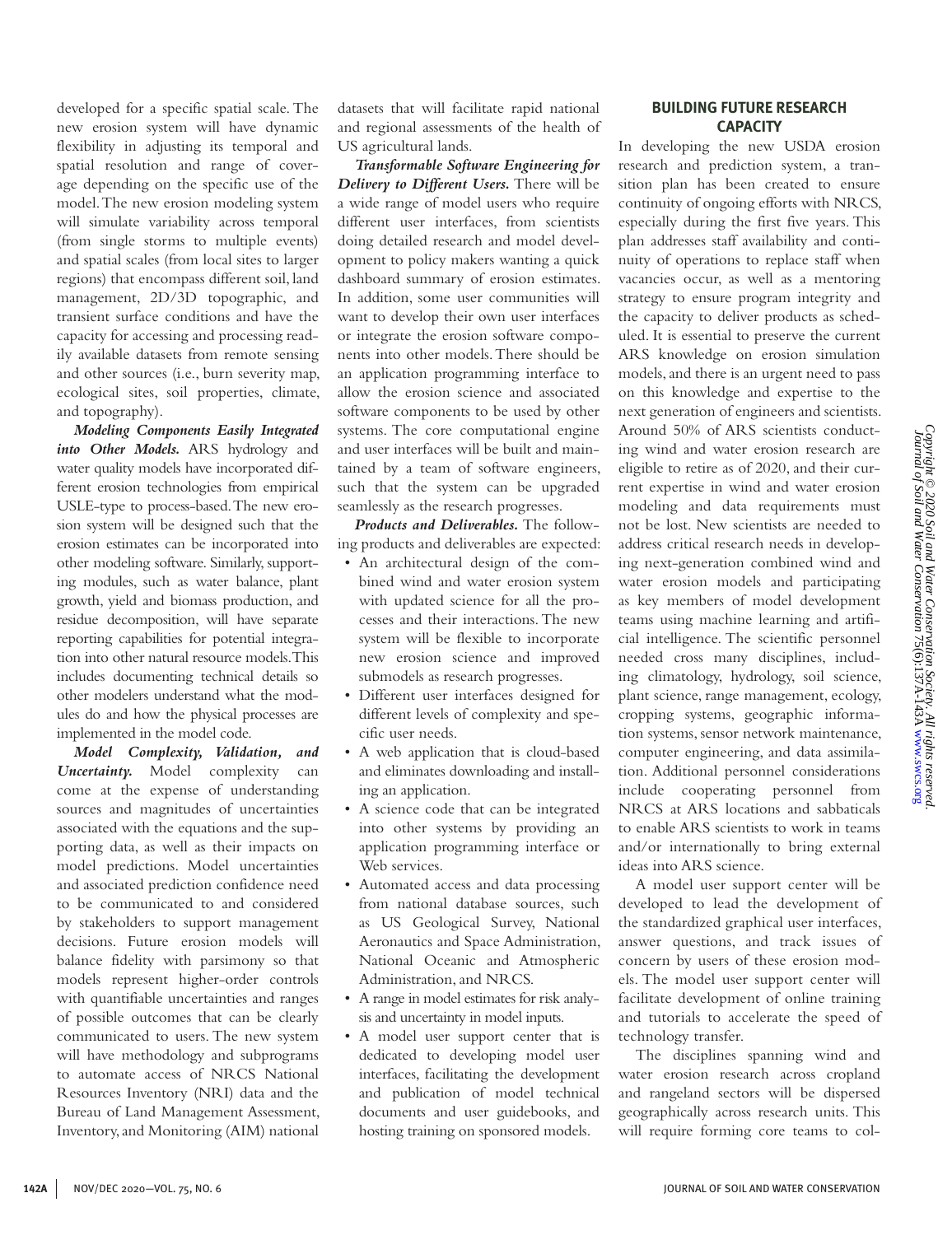developed for a specific spatial scale. The new erosion system will have dynamic flexibility in adjusting its temporal and spatial resolution and range of coverage depending on the specific use of the model. The new erosion modeling system will simulate variability across temporal (from single storms to multiple events) and spatial scales (from local sites to larger regions) that encompass different soil, land management, 2D/3D topographic, and transient surface conditions and have the capacity for accessing and processing readily available datasets from remote sensing and other sources (i.e., burn severity map, ecological sites, soil properties, climate, and topography).

***Modeling Components Easily Integrated into Other Models.*** ARS hydrology and water quality models have incorporated different erosion technologies from empirical USLE-type to process-based. The new erosion system will be designed such that the erosion estimates can be incorporated into other modeling software. Similarly, supporting modules, such as water balance, plant growth, yield and biomass production, and residue decomposition, will have separate reporting capabilities for potential integration into other natural resource models. This includes documenting technical details so other modelers understand what the modules do and how the physical processes are implemented in the model code.

***Model Complexity, Validation, and Uncertainty.*** Model complexity can come at the expense of understanding sources and magnitudes of uncertainties associated with the equations and the supporting data, as well as their impacts on model predictions. Model uncertainties and associated prediction confidence need to be communicated to and considered by stakeholders to support management decisions. Future erosion models will balance fidelity with parsimony so that models represent higher-order controls with quantifiable uncertainties and ranges of possible outcomes that can be clearly communicated to users. The new system will have methodology and subprograms to automate access of NRCS National Resources Inventory (NRI) data and the Bureau of Land Management Assessment, Inventory, and Monitoring (AIM) national datasets that will facilitate rapid national and regional assessments of the health of US agricultural lands.

***Transformable Software Engineering for Delivery to Different Users.*** There will be a wide range of model users who require different user interfaces, from scientists doing detailed research and model development to policy makers wanting a quick dashboard summary of erosion estimates. In addition, some user communities will want to develop their own user interfaces or integrate the erosion software components into other models. There should be an application programming interface to allow the erosion science and associated software components to be used by other systems. The core computational engine and user interfaces will be built and maintained by a team of software engineers, such that the system can be upgraded seamlessly as the research progresses.

***Products and Deliverables.*** The following products and deliverables are expected:

- An architectural design of the combined wind and water erosion system with updated science for all the processes and their interactions. The new system will be flexible to incorporate new erosion science and improved submodels as research progresses.
- Different user interfaces designed for different levels of complexity and specific user needs.
- A web application that is cloud-based and eliminates downloading and installing an application.
- A science code that can be integrated into other systems by providing an application programming interface or Web services.
- Automated access and data processing from national database sources, such as US Geological Survey, National Aeronautics and Space Administration, National Oceanic and Atmospheric Administration, and NRCS.
- A range in model estimates for risk analysis and uncertainty in model inputs.
- A model user support center that is dedicated to developing model user interfaces, facilitating the development and publication of model technical documents and user guidebooks, and hosting training on sponsored models.

## BUILDING FUTURE RESEARCH CAPACITY

In developing the new USDA erosion research and prediction system, a transition plan has been created to ensure continuity of ongoing efforts with NRCS, especially during the first five years. This plan addresses staff availability and continuity of operations to replace staff when vacancies occur, as well as a mentoring strategy to ensure program integrity and the capacity to deliver products as scheduled. It is essential to preserve the current ARS knowledge on erosion simulation models, and there is an urgent need to pass on this knowledge and expertise to the next generation of engineers and scientists. Around 50% of ARS scientists conducting wind and water erosion research are eligible to retire as of 2020, and their current expertise in wind and water erosion modeling and data requirements must not be lost. New scientists are needed to address critical research needs in developing next-generation combined wind and water erosion models and participating as key members of model development teams using machine learning and artificial intelligence. The scientific personnel needed cross many disciplines, including climatology, hydrology, soil science, plant science, range management, ecology, cropping systems, geographic information systems, sensor network maintenance, computer engineering, and data assimilation. Additional personnel considerations include cooperating personnel from NRCS at ARS locations and sabbaticals to enable ARS scientists to work in teams and/or internationally to bring external ideas into ARS science.

A model user support center will be developed to lead the development of the standardized graphical user interfaces, answer questions, and track issues of concern by users of these erosion models. The model user support center will facilitate development of online training and tutorials to accelerate the speed of technology transfer.

The disciplines spanning wind and water erosion research across cropland and rangeland sectors will be dispersed geographically across research units. This will require forming core teams to col-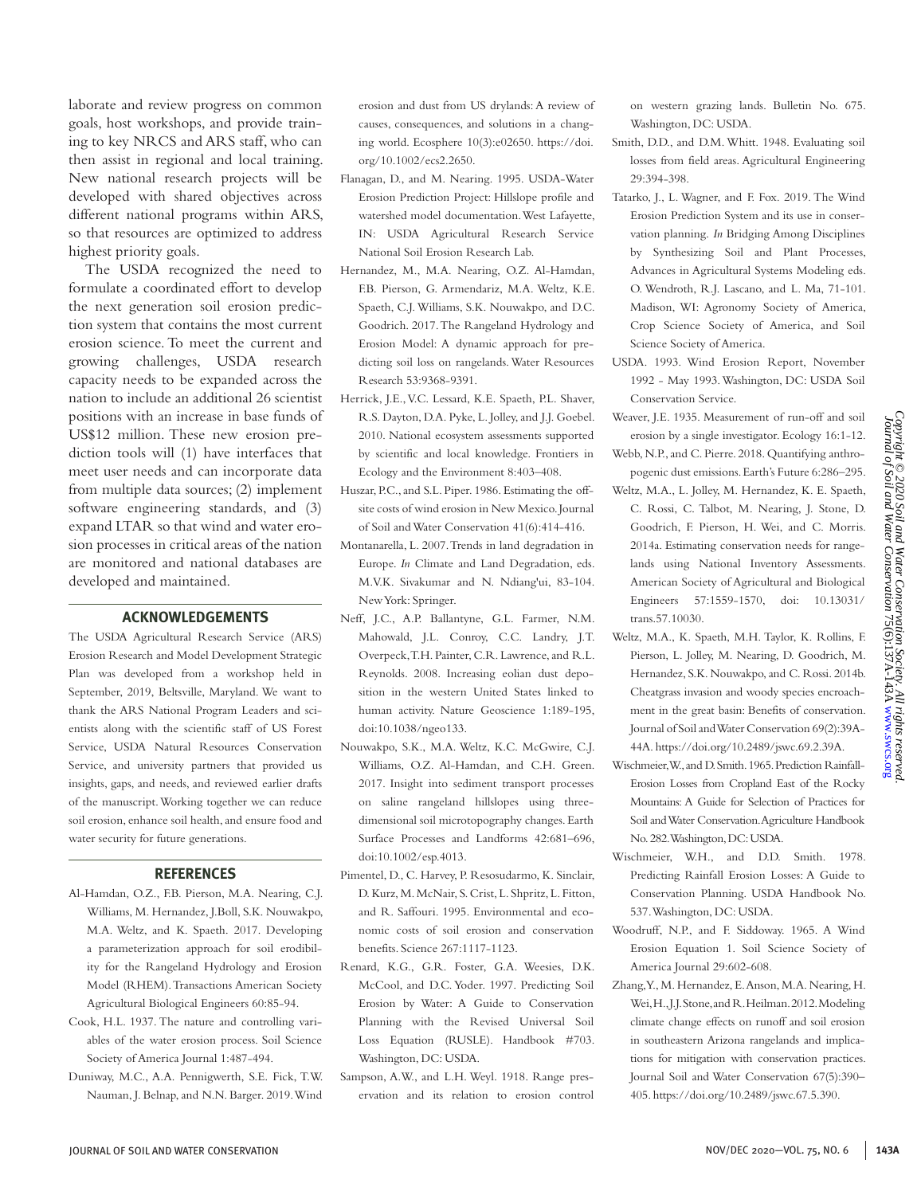laborate and review progress on common goals, host workshops, and provide training to key NRCS and ARS staff, who can then assist in regional and local training. New national research projects will be developed with shared objectives across different national programs within ARS, so that resources are optimized to address highest priority goals.

The USDA recognized the need to formulate a coordinated effort to develop the next generation soil erosion prediction system that contains the most current erosion science. To meet the current and growing challenges, USDA research capacity needs to be expanded across the nation to include an additional 26 scientist positions with an increase in base funds of US$12 million. These new erosion prediction tools will (1) have interfaces that meet user needs and can incorporate data from multiple data sources; (2) implement software engineering standards, and (3) expand LTAR so that wind and water erosion processes in critical areas of the nation are monitored and national databases are developed and maintained.

## ACKNOWLEDGEMENTS

The USDA Agricultural Research Service (ARS) Erosion Research and Model Development Strategic Plan was developed from a workshop held in September, 2019, Beltsville, Maryland. We want to thank the ARS National Program Leaders and scientists along with the scientific staff of US Forest Service, USDA Natural Resources Conservation Service, and university partners that provided us insights, gaps, and needs, and reviewed earlier drafts of the manuscript. Working together we can reduce soil erosion, enhance soil health, and ensure food and water security for future generations.

## REFERENCES

Al-Hamdan, O.Z., F.B. Pierson, M.A. Nearing, C.J. Williams, M. Hernandez, J.Boll, S.K. Nouwakpo, M.A. Weltz, and K. Spaeth. 2017. Developing a parameterization approach for soil erodibility for the Rangeland Hydrology and Erosion Model (RHEM). Transactions American Society Agricultural Biological Engineers 60:85-94.

Cook, H.L. 1937. The nature and controlling variables of the water erosion process. Soil Science Society of America Journal 1:487-494.

Duniway, M.C., A.A. Pennigwerth, S.E. Fick, T.W. Nauman, J. Belnap, and N.N. Barger. 2019. Wind erosion and dust from US drylands: A review of causes, consequences, and solutions in a changing world. Ecosphere 10(3):e02650. https://doi.org/10.1002/ecs2.2650.

Flanagan, D., and M. Nearing. 1995. USDA-Water Erosion Prediction Project: Hillslope profile and watershed model documentation. West Lafayette, IN: USDA Agricultural Research Service National Soil Erosion Research Lab.

Hernandez, M., M.A. Nearing, O.Z. Al-Hamdan, F.B. Pierson, G. Armendariz, M.A. Weltz, K.E. Spaeth, C.J. Williams, S.K. Nouwakpo, and D.C. Goodrich. 2017. The Rangeland Hydrology and Erosion Model: A dynamic approach for predicting soil loss on rangelands. Water Resources Research 53:9368-9391.

Herrick, J.E., V.C. Lessard, K.E. Spaeth, P.L. Shaver, R.S. Dayton, D.A. Pyke, L. Jolley, and J.J. Goebel. 2010. National ecosystem assessments supported by scientific and local knowledge. Frontiers in Ecology and the Environment 8:403–408.

Huszar, P.C., and S.L. Piper. 1986. Estimating the off-site costs of wind erosion in New Mexico. Journal of Soil and Water Conservation 41(6):414-416.

Montanarella, L. 2007. Trends in land degradation in Europe. *In* Climate and Land Degradation, eds. M.V.K. Sivakumar and N. Ndiang'ui, 83-104. New York: Springer.

Neff, J.C., A.P. Ballantyne, G.L. Farmer, N.M. Mahowald, J.L. Conroy, C.C. Landry, J.T. Overpeck, T.H. Painter, C.R. Lawrence, and R.L. Reynolds. 2008. Increasing eolian dust deposition in the western United States linked to human activity. Nature Geoscience 1:189-195, doi:10.1038/ngeo133.

Nouwakpo, S.K., M.A. Weltz, K.C. McGwire, C.J. Williams, O.Z. Al-Hamdan, and C.H. Green. 2017. Insight into sediment transport processes on saline rangeland hillslopes using three-dimensional soil microtopography changes. Earth Surface Processes and Landforms 42:681–696, doi:10.1002/esp.4013.

Pimentel, D., C. Harvey, P. Resosudarmo, K. Sinclair, D. Kurz, M. McNair, S. Crist, L. Shpritz, L. Fitton, and R. Saffouri. 1995. Environmental and economic costs of soil erosion and conservation benefits. Science 267:1117-1123.

Renard, K.G., G.R. Foster, G.A. Weesies, D.K. McCool, and D.C. Yoder. 1997. Predicting Soil Erosion by Water: A Guide to Conservation Planning with the Revised Universal Soil Loss Equation (RUSLE). Handbook #703. Washington, DC: USDA.

Sampson, A.W., and L.H. Weyl. 1918. Range preservation and its relation to erosion control on western grazing lands. Bulletin No. 675. Washington, DC: USDA.

Smith, D.D., and D.M. Whitt. 1948. Evaluating soil losses from field areas. Agricultural Engineering 29:394-398.

Tatarko, J., L. Wagner, and F. Fox. 2019. The Wind Erosion Prediction System and its use in conservation planning. *In* Bridging Among Disciplines by Synthesizing Soil and Plant Processes, Advances in Agricultural Systems Modeling eds. O. Wendroth, R.J. Lascano, and L. Ma, 71-101. Madison, WI: Agronomy Society of America, Crop Science Society of America, and Soil Science Society of America.

USDA. 1993. Wind Erosion Report, November 1992 - May 1993. Washington, DC: USDA Soil Conservation Service.

Weaver, J.E. 1935. Measurement of run-off and soil erosion by a single investigator. Ecology 16:1-12.

Webb, N.P., and C. Pierre. 2018. Quantifying anthropogenic dust emissions. Earth's Future 6:286–295.

Weltz, M.A., L. Jolley, M. Hernandez, K. E. Spaeth, C. Rossi, C. Talbot, M. Nearing, J. Stone, D. Goodrich, F. Pierson, H. Wei, and C. Morris. 2014a. Estimating conservation needs for rangelands using National Inventory Assessments. American Society of Agricultural and Biological Engineers 57:1559-1570, doi: 10.13031/trans.57.10030.

Weltz, M.A., K. Spaeth, M.H. Taylor, K. Rollins, F. Pierson, L. Jolley, M. Nearing, D. Goodrich, M. Hernandez, S.K. Nouwakpo, and C. Rossi. 2014b. Cheatgrass invasion and woody species encroachment in the great basin: Benefits of conservation. Journal of Soil and Water Conservation 69(2):39A-44A. https://doi.org/10.2489/jswc.69.2.39A.

Wischmeier, W., and D. Smith. 1965. Prediction Rainfall-Erosion Losses from Cropland East of the Rocky Mountains: A Guide for Selection of Practices for Soil and Water Conservation. Agriculture Handbook No. 282. Washington, DC: USDA.

Wischmeier, W.H., and D.D. Smith. 1978. Predicting Rainfall Erosion Losses: A Guide to Conservation Planning. USDA Handbook No. 537. Washington, DC: USDA.

Woodruff, N.P., and F. Siddoway. 1965. A Wind Erosion Equation 1. Soil Science Society of America Journal 29:602-608.

Zhang, Y., M. Hernandez, E. Anson, M.A. Nearing, H. Wei, H., J.J. Stone, and R. Heilman. 2012. Modeling climate change effects on runoff and soil erosion in southeastern Arizona rangelands and implications for mitigation with conservation practices. Journal Soil and Water Conservation 67(5):390–405. https://doi.org/10.2489/jswc.67.5.390.